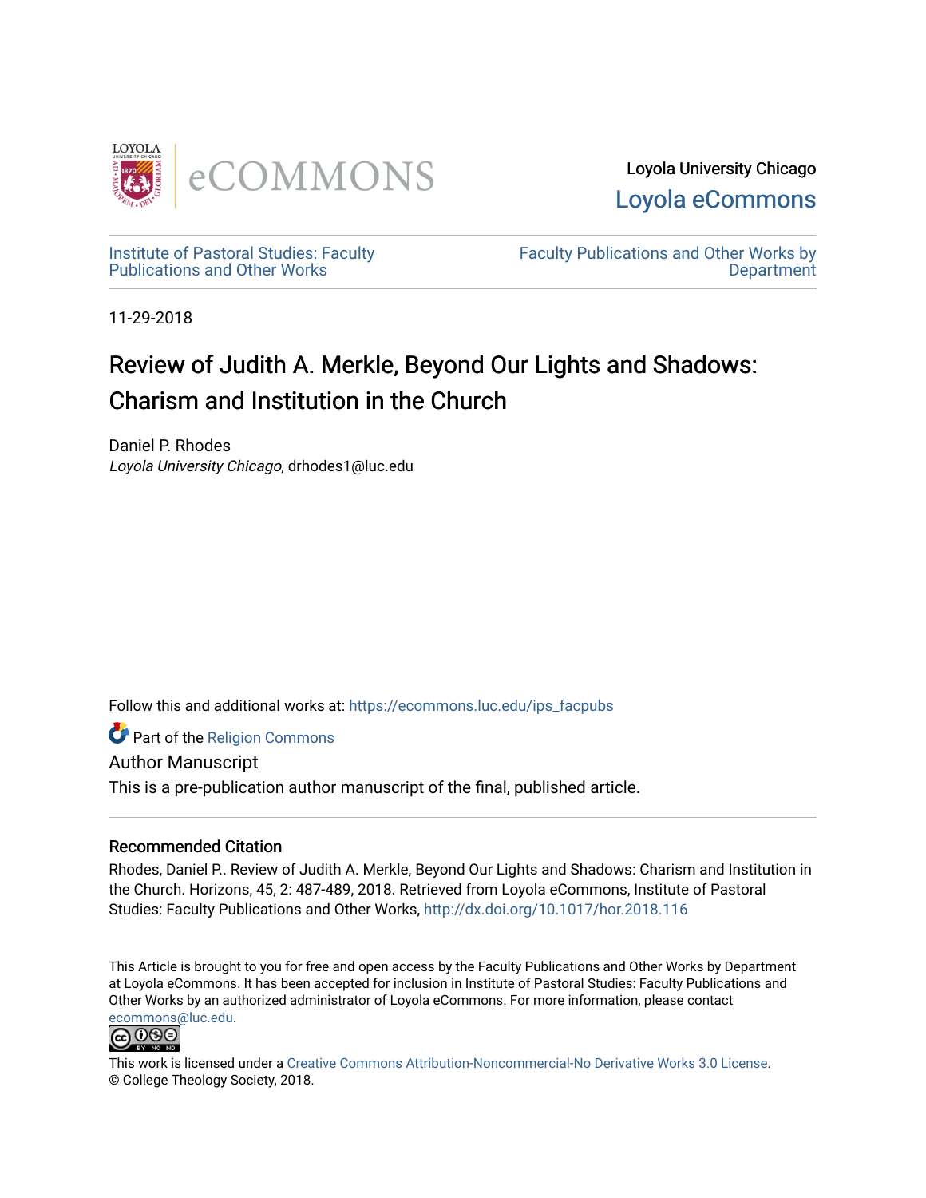Loyola University Chicago

Loyola eCommons

Institute of Pastoral Studies: Faculty Publications and Other Works

Faculty Publications and Other Works by Department

11-29-2018

# Review of Judith A. Merkle, Beyond Our Lights and Shadows: Charism and Institution in the Church

Daniel P. Rhodes
*Loyola University Chicago*, drhodes1@luc.edu

Follow this and additional works at: https://ecommons.luc.edu/ips_facpubs

Part of the Religion Commons

Author Manuscript

This is a pre-publication author manuscript of the final, published article.

## Recommended Citation

Rhodes, Daniel P.. Review of Judith A. Merkle, Beyond Our Lights and Shadows: Charism and Institution in the Church. Horizons, 45, 2: 487-489, 2018. Retrieved from Loyola eCommons, Institute of Pastoral Studies: Faculty Publications and Other Works, http://dx.doi.org/10.1017/hor.2018.116

This Article is brought to you for free and open access by the Faculty Publications and Other Works by Department at Loyola eCommons. It has been accepted for inclusion in Institute of Pastoral Studies: Faculty Publications and Other Works by an authorized administrator of Loyola eCommons. For more information, please contact ecommons@luc.edu.

This work is licensed under a Creative Commons Attribution-Noncommercial-No Derivative Works 3.0 License.
© College Theology Society, 2018.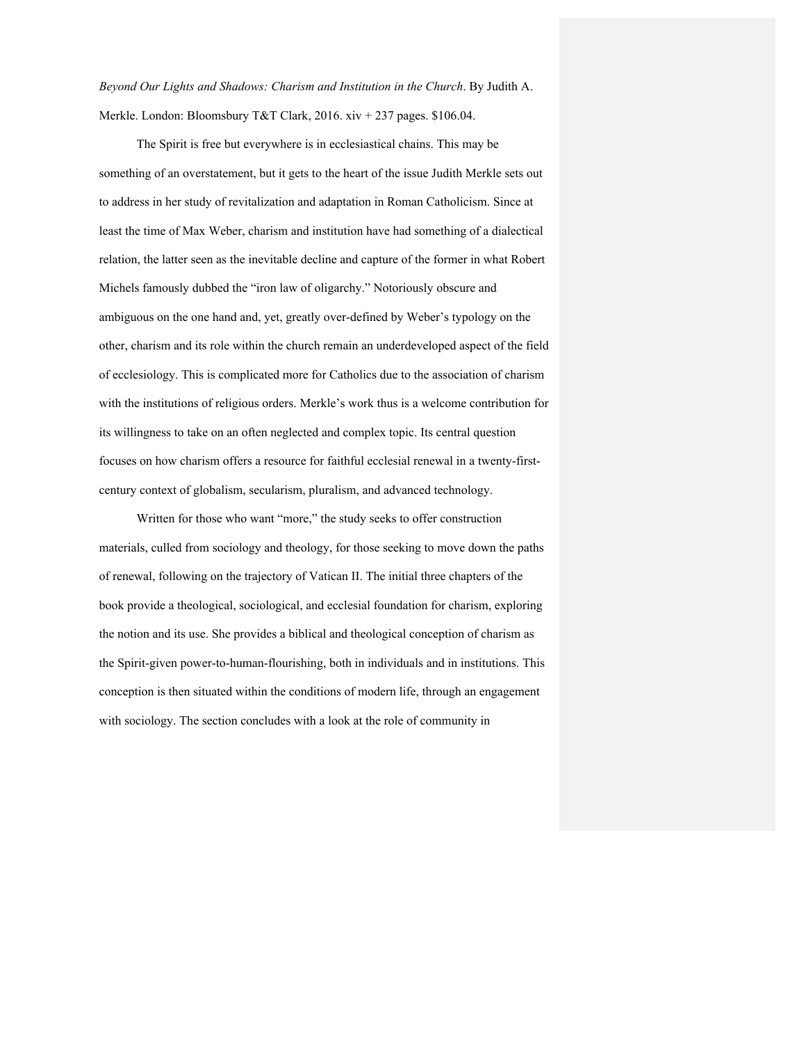*Beyond Our Lights and Shadows: Charism and Institution in the Church*. By Judith A. Merkle. London: Bloomsbury T&T Clark, 2016. xiv + 237 pages. $106.04.

The Spirit is free but everywhere is in ecclesiastical chains. This may be something of an overstatement, but it gets to the heart of the issue Judith Merkle sets out to address in her study of revitalization and adaptation in Roman Catholicism. Since at least the time of Max Weber, charism and institution have had something of a dialectical relation, the latter seen as the inevitable decline and capture of the former in what Robert Michels famously dubbed the "iron law of oligarchy." Notoriously obscure and ambiguous on the one hand and, yet, greatly over-defined by Weber's typology on the other, charism and its role within the church remain an underdeveloped aspect of the field of ecclesiology. This is complicated more for Catholics due to the association of charism with the institutions of religious orders. Merkle's work thus is a welcome contribution for its willingness to take on an often neglected and complex topic. Its central question focuses on how charism offers a resource for faithful ecclesial renewal in a twenty-first-century context of globalism, secularism, pluralism, and advanced technology.

Written for those who want "more," the study seeks to offer construction materials, culled from sociology and theology, for those seeking to move down the paths of renewal, following on the trajectory of Vatican II. The initial three chapters of the book provide a theological, sociological, and ecclesial foundation for charism, exploring the notion and its use. She provides a biblical and theological conception of charism as the Spirit-given power-to-human-flourishing, both in individuals and in institutions. This conception is then situated within the conditions of modern life, through an engagement with sociology. The section concludes with a look at the role of community in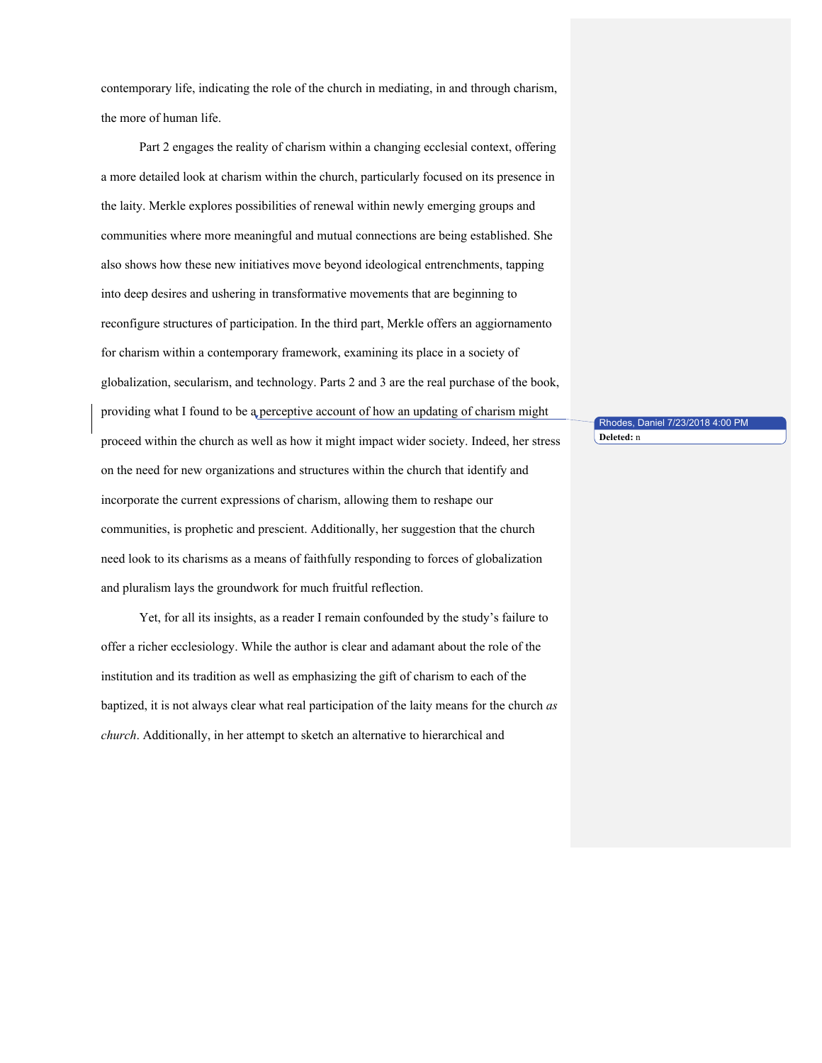contemporary life, indicating the role of the church in mediating, in and through charism, the more of human life.

Part 2 engages the reality of charism within a changing ecclesial context, offering a more detailed look at charism within the church, particularly focused on its presence in the laity. Merkle explores possibilities of renewal within newly emerging groups and communities where more meaningful and mutual connections are being established. She also shows how these new initiatives move beyond ideological entrenchments, tapping into deep desires and ushering in transformative movements that are beginning to reconfigure structures of participation. In the third part, Merkle offers an aggiornamento for charism within a contemporary framework, examining its place in a society of globalization, secularism, and technology. Parts 2 and 3 are the real purchase of the book, providing what I found to be a perceptive account of how an updating of charism might proceed within the church as well as how it might impact wider society. Indeed, her stress on the need for new organizations and structures within the church that identify and incorporate the current expressions of charism, allowing them to reshape our communities, is prophetic and prescient. Additionally, her suggestion that the church need look to its charisms as a means of faithfully responding to forces of globalization and pluralism lays the groundwork for much fruitful reflection.

Yet, for all its insights, as a reader I remain confounded by the study's failure to offer a richer ecclesiology. While the author is clear and adamant about the role of the institution and its tradition as well as emphasizing the gift of charism to each of the baptized, it is not always clear what real participation of the laity means for the church *as church*. Additionally, in her attempt to sketch an alternative to hierarchical and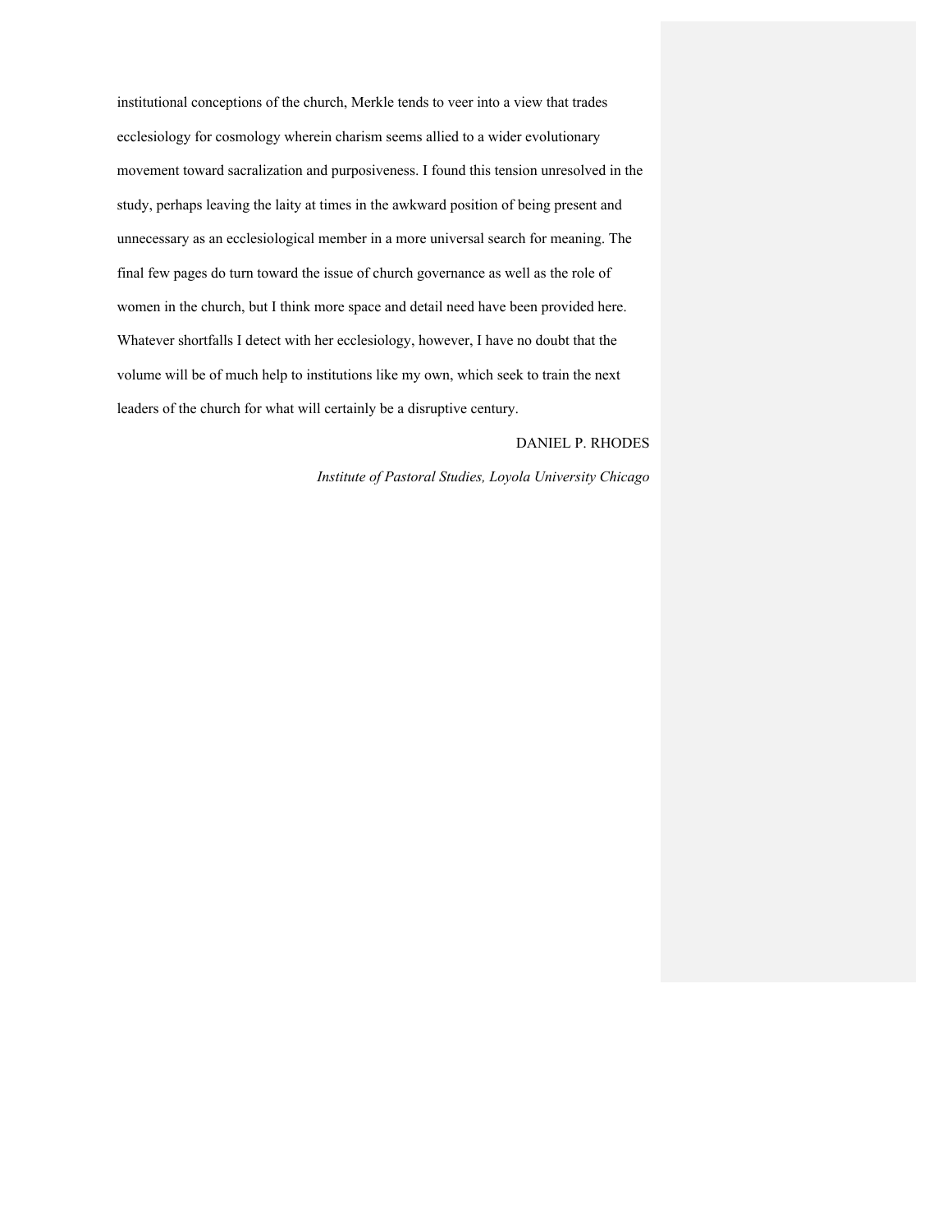institutional conceptions of the church, Merkle tends to veer into a view that trades ecclesiology for cosmology wherein charism seems allied to a wider evolutionary movement toward sacralization and purposiveness. I found this tension unresolved in the study, perhaps leaving the laity at times in the awkward position of being present and unnecessary as an ecclesiological member in a more universal search for meaning. The final few pages do turn toward the issue of church governance as well as the role of women in the church, but I think more space and detail need have been provided here. Whatever shortfalls I detect with her ecclesiology, however, I have no doubt that the volume will be of much help to institutions like my own, which seek to train the next leaders of the church for what will certainly be a disruptive century.

DANIEL P. RHODES

*Institute of Pastoral Studies, Loyola University Chicago*